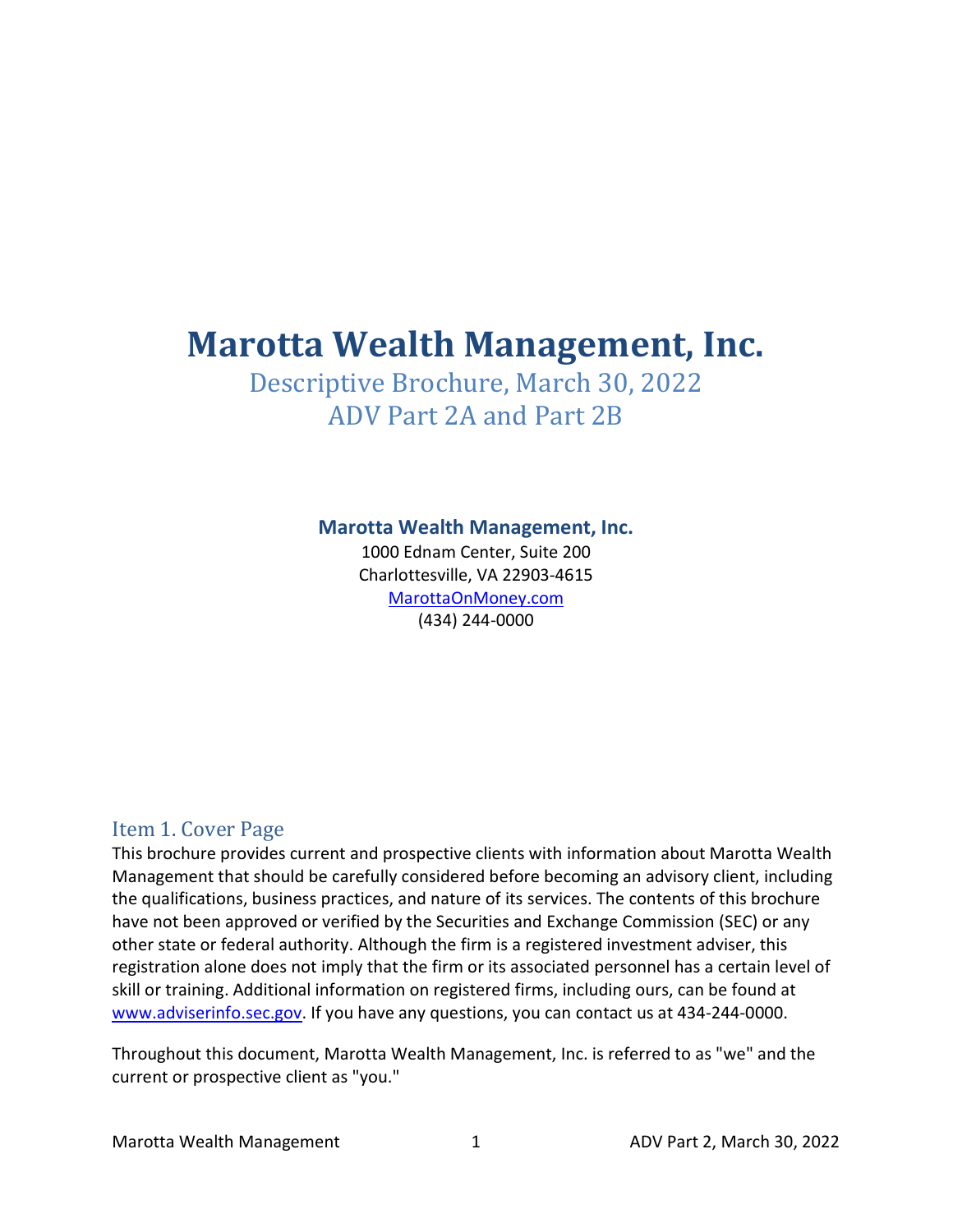# Marotta Wealth Management, Inc.

## Descriptive Brochure, March 30, 2022
## ADV Part 2A and Part 2B

**Marotta Wealth Management, Inc.**
1000 Ednam Center, Suite 200
Charlottesville, VA 22903-4615
MarottaOnMoney.com
(434) 244-0000

## Item 1. Cover Page

This brochure provides current and prospective clients with information about Marotta Wealth Management that should be carefully considered before becoming an advisory client, including the qualifications, business practices, and nature of its services. The contents of this brochure have not been approved or verified by the Securities and Exchange Commission (SEC) or any other state or federal authority. Although the firm is a registered investment adviser, this registration alone does not imply that the firm or its associated personnel has a certain level of skill or training. Additional information on registered firms, including ours, can be found at www.adviserinfo.sec.gov. If you have any questions, you can contact us at 434-244-0000.

Throughout this document, Marotta Wealth Management, Inc. is referred to as "we" and the current or prospective client as "you."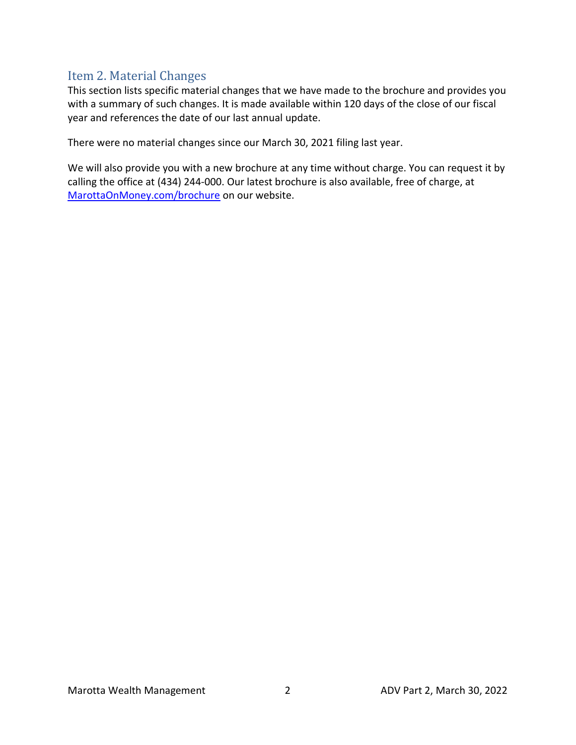## Item 2. Material Changes

This section lists specific material changes that we have made to the brochure and provides you with a summary of such changes. It is made available within 120 days of the close of our fiscal year and references the date of our last annual update.

There were no material changes since our March 30, 2021 filing last year.

We will also provide you with a new brochure at any time without charge. You can request it by calling the office at (434) 244-000. Our latest brochure is also available, free of charge, at MarottaOnMoney.com/brochure on our website.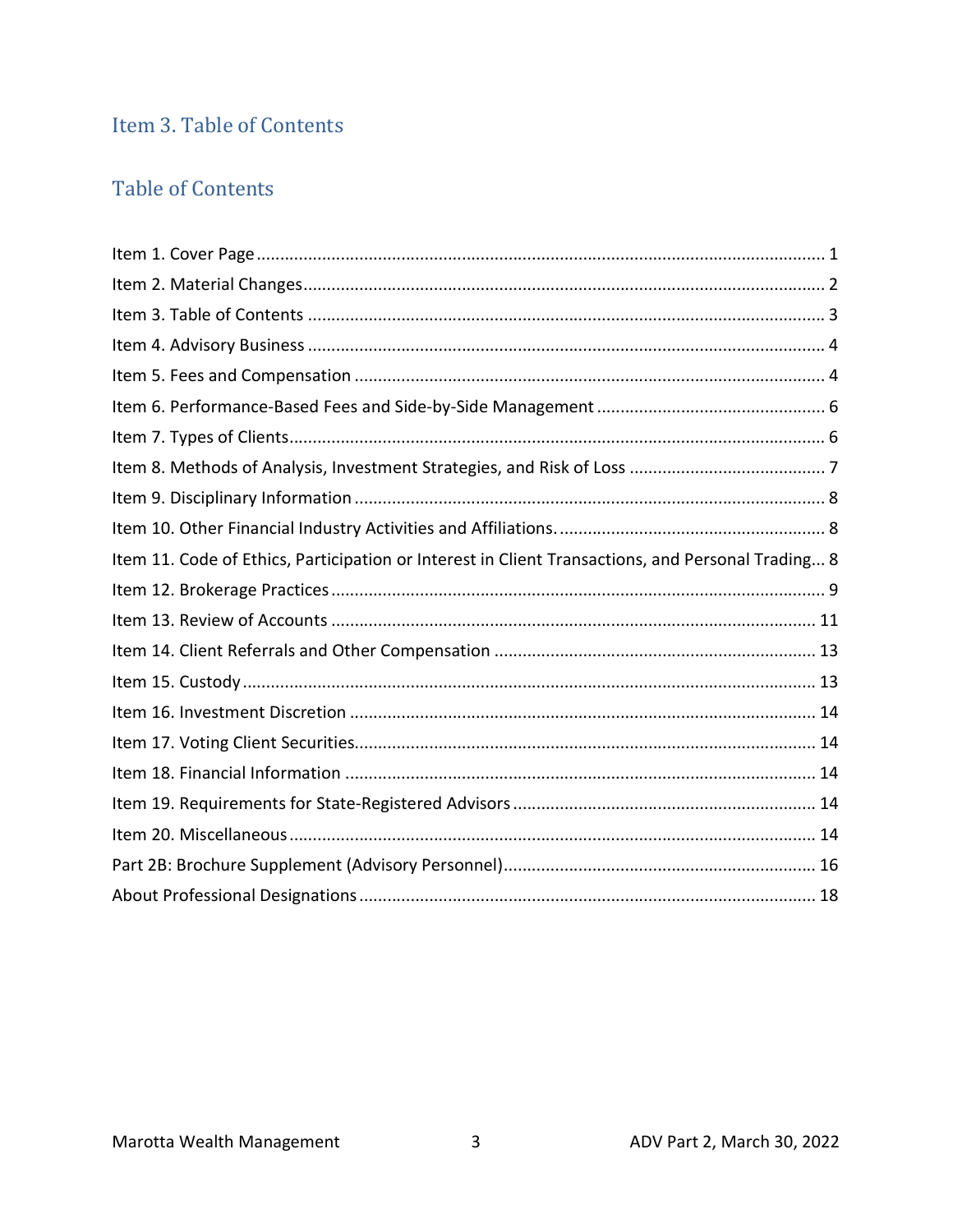## Item 3. Table of Contents

## Table of Contents

Item 1. Cover Page ........................................................................................................ 1
Item 2. Material Changes ............................................................................................... 2
Item 3. Table of Contents ............................................................................................... 3
Item 4. Advisory Business .............................................................................................. 4
Item 5. Fees and Compensation ..................................................................................... 4
Item 6. Performance-Based Fees and Side-by-Side Management ................................................ 6
Item 7. Types of Clients ................................................................................................ 6
Item 8. Methods of Analysis, Investment Strategies, and Risk of Loss .......................................... 7
Item 9. Disciplinary Information ..................................................................................... 8
Item 10. Other Financial Industry Activities and Affiliations. ...................................................... 8
Item 11. Code of Ethics, Participation or Interest in Client Transactions, and Personal Trading... 8
Item 12. Brokerage Practices .......................................................................................... 9
Item 13. Review of Accounts ......................................................................................... 11
Item 14. Client Referrals and Other Compensation .................................................................... 13
Item 15. Custody ......................................................................................................... 13
Item 16. Investment Discretion ...................................................................................... 14
Item 17. Voting Client Securities ...................................................................................... 14
Item 18. Financial Information ....................................................................................... 14
Item 19. Requirements for State-Registered Advisors ............................................................... 14
Item 20. Miscellaneous ................................................................................................. 14
Part 2B: Brochure Supplement (Advisory Personnel) .................................................................. 16
About Professional Designations ..................................................................................... 18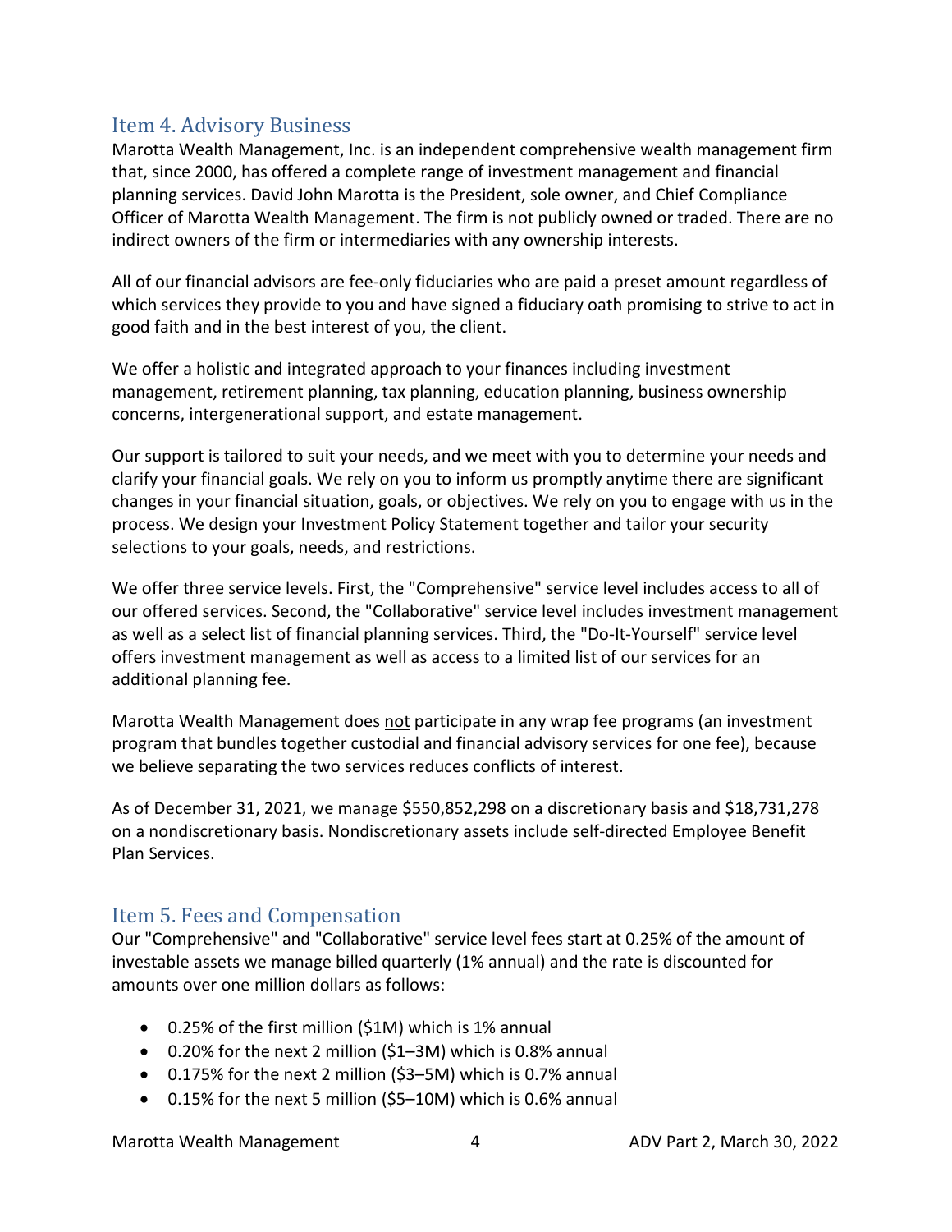## Item 4. Advisory Business

Marotta Wealth Management, Inc. is an independent comprehensive wealth management firm that, since 2000, has offered a complete range of investment management and financial planning services. David John Marotta is the President, sole owner, and Chief Compliance Officer of Marotta Wealth Management. The firm is not publicly owned or traded. There are no indirect owners of the firm or intermediaries with any ownership interests.

All of our financial advisors are fee-only fiduciaries who are paid a preset amount regardless of which services they provide to you and have signed a fiduciary oath promising to strive to act in good faith and in the best interest of you, the client.

We offer a holistic and integrated approach to your finances including investment management, retirement planning, tax planning, education planning, business ownership concerns, intergenerational support, and estate management.

Our support is tailored to suit your needs, and we meet with you to determine your needs and clarify your financial goals. We rely on you to inform us promptly anytime there are significant changes in your financial situation, goals, or objectives. We rely on you to engage with us in the process. We design your Investment Policy Statement together and tailor your security selections to your goals, needs, and restrictions.

We offer three service levels. First, the "Comprehensive" service level includes access to all of our offered services. Second, the "Collaborative" service level includes investment management as well as a select list of financial planning services. Third, the "Do-It-Yourself" service level offers investment management as well as access to a limited list of our services for an additional planning fee.

Marotta Wealth Management does <u>not</u> participate in any wrap fee programs (an investment program that bundles together custodial and financial advisory services for one fee), because we believe separating the two services reduces conflicts of interest.

As of December 31, 2021, we manage $550,852,298 on a discretionary basis and $18,731,278 on a nondiscretionary basis. Nondiscretionary assets include self-directed Employee Benefit Plan Services.

## Item 5. Fees and Compensation

Our "Comprehensive" and "Collaborative" service level fees start at 0.25% of the amount of investable assets we manage billed quarterly (1% annual) and the rate is discounted for amounts over one million dollars as follows:

- 0.25% of the first million ($1M) which is 1% annual
- 0.20% for the next 2 million ($1–3M) which is 0.8% annual
- 0.175% for the next 2 million ($3–5M) which is 0.7% annual
- 0.15% for the next 5 million ($5–10M) which is 0.6% annual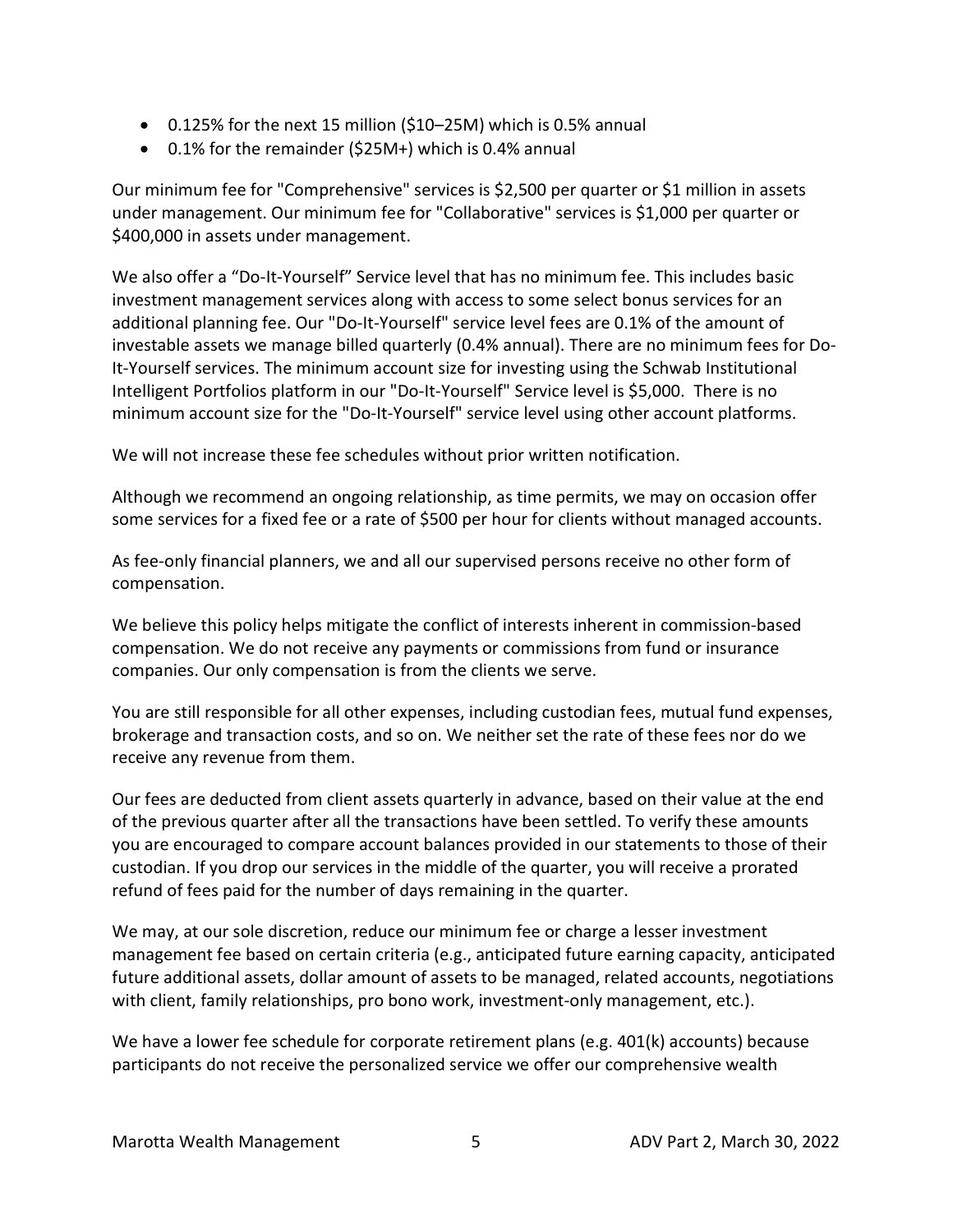- 0.125% for the next 15 million ($10–25M) which is 0.5% annual
- 0.1% for the remainder ($25M+) which is 0.4% annual

Our minimum fee for "Comprehensive" services is $2,500 per quarter or $1 million in assets under management. Our minimum fee for "Collaborative" services is $1,000 per quarter or $400,000 in assets under management.

We also offer a “Do-It-Yourself” Service level that has no minimum fee. This includes basic investment management services along with access to some select bonus services for an additional planning fee. Our "Do-It-Yourself" service level fees are 0.1% of the amount of investable assets we manage billed quarterly (0.4% annual). There are no minimum fees for Do-It-Yourself services. The minimum account size for investing using the Schwab Institutional Intelligent Portfolios platform in our "Do-It-Yourself" Service level is $5,000. There is no minimum account size for the "Do-It-Yourself" service level using other account platforms.

We will not increase these fee schedules without prior written notification.

Although we recommend an ongoing relationship, as time permits, we may on occasion offer some services for a fixed fee or a rate of $500 per hour for clients without managed accounts.

As fee-only financial planners, we and all our supervised persons receive no other form of compensation.

We believe this policy helps mitigate the conflict of interests inherent in commission-based compensation. We do not receive any payments or commissions from fund or insurance companies. Our only compensation is from the clients we serve.

You are still responsible for all other expenses, including custodian fees, mutual fund expenses, brokerage and transaction costs, and so on. We neither set the rate of these fees nor do we receive any revenue from them.

Our fees are deducted from client assets quarterly in advance, based on their value at the end of the previous quarter after all the transactions have been settled. To verify these amounts you are encouraged to compare account balances provided in our statements to those of their custodian. If you drop our services in the middle of the quarter, you will receive a prorated refund of fees paid for the number of days remaining in the quarter.

We may, at our sole discretion, reduce our minimum fee or charge a lesser investment management fee based on certain criteria (e.g., anticipated future earning capacity, anticipated future additional assets, dollar amount of assets to be managed, related accounts, negotiations with client, family relationships, pro bono work, investment-only management, etc.).

We have a lower fee schedule for corporate retirement plans (e.g. 401(k) accounts) because participants do not receive the personalized service we offer our comprehensive wealth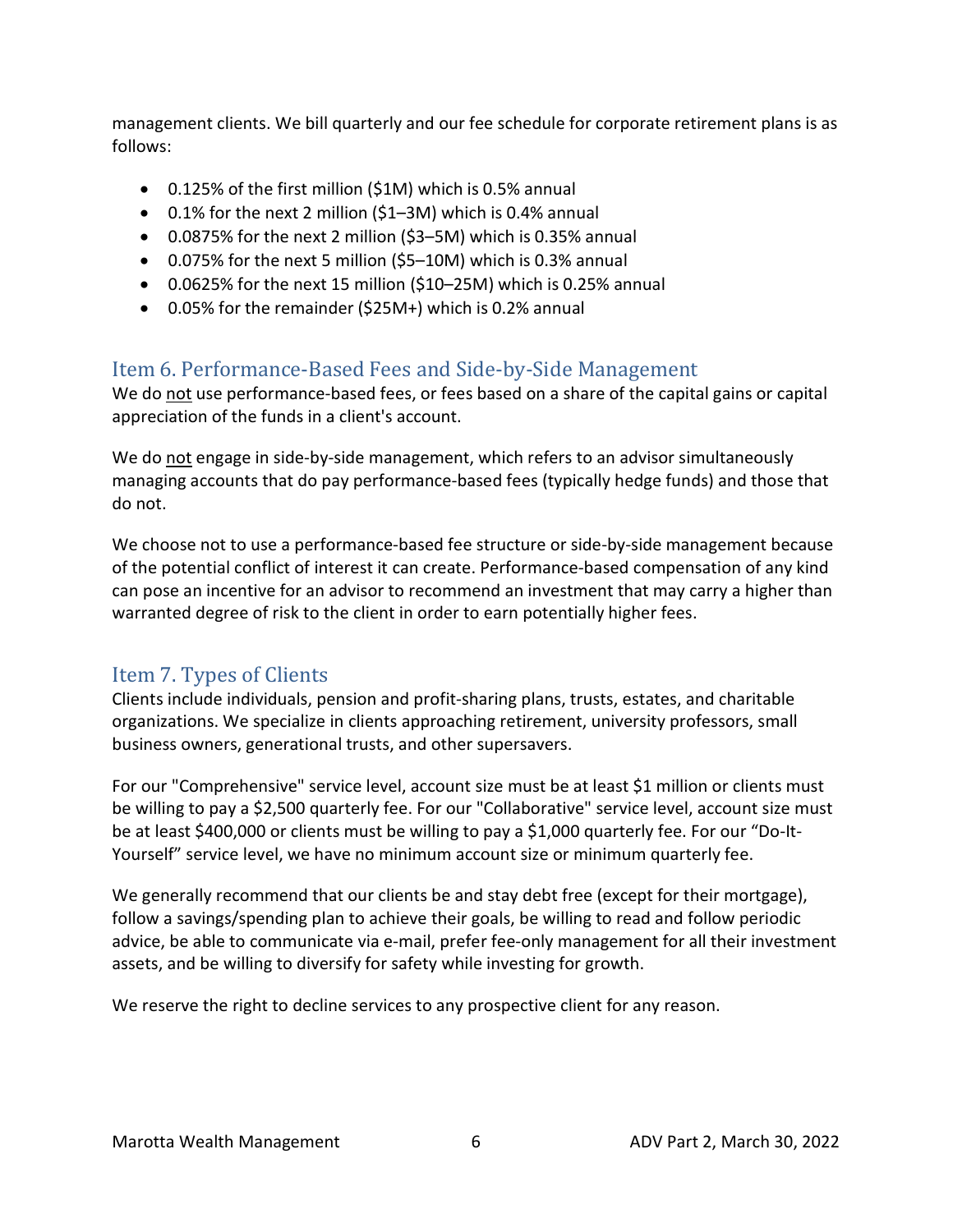management clients. We bill quarterly and our fee schedule for corporate retirement plans is as follows:

- 0.125% of the first million ($1M) which is 0.5% annual
- 0.1% for the next 2 million ($1–3M) which is 0.4% annual
- 0.0875% for the next 2 million ($3–5M) which is 0.35% annual
- 0.075% for the next 5 million ($5–10M) which is 0.3% annual
- 0.0625% for the next 15 million ($10–25M) which is 0.25% annual
- 0.05% for the remainder ($25M+) which is 0.2% annual

## Item 6. Performance-Based Fees and Side-by-Side Management

We do not use performance-based fees, or fees based on a share of the capital gains or capital appreciation of the funds in a client's account.

We do not engage in side-by-side management, which refers to an advisor simultaneously managing accounts that do pay performance-based fees (typically hedge funds) and those that do not.

We choose not to use a performance-based fee structure or side-by-side management because of the potential conflict of interest it can create. Performance-based compensation of any kind can pose an incentive for an advisor to recommend an investment that may carry a higher than warranted degree of risk to the client in order to earn potentially higher fees.

## Item 7. Types of Clients

Clients include individuals, pension and profit-sharing plans, trusts, estates, and charitable organizations. We specialize in clients approaching retirement, university professors, small business owners, generational trusts, and other supersavers.

For our "Comprehensive" service level, account size must be at least $1 million or clients must be willing to pay a $2,500 quarterly fee. For our "Collaborative" service level, account size must be at least $400,000 or clients must be willing to pay a $1,000 quarterly fee. For our "Do-It-Yourself" service level, we have no minimum account size or minimum quarterly fee.

We generally recommend that our clients be and stay debt free (except for their mortgage), follow a savings/spending plan to achieve their goals, be willing to read and follow periodic advice, be able to communicate via e-mail, prefer fee-only management for all their investment assets, and be willing to diversify for safety while investing for growth.

We reserve the right to decline services to any prospective client for any reason.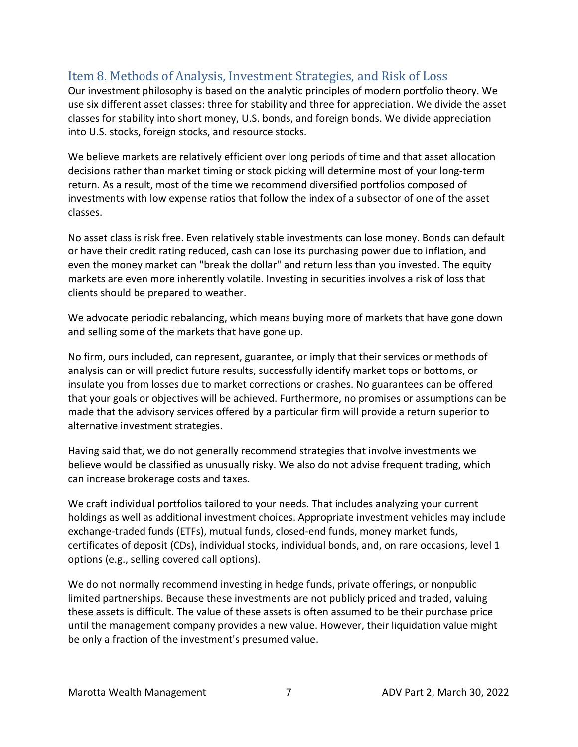## Item 8. Methods of Analysis, Investment Strategies, and Risk of Loss

Our investment philosophy is based on the analytic principles of modern portfolio theory. We use six different asset classes: three for stability and three for appreciation. We divide the asset classes for stability into short money, U.S. bonds, and foreign bonds. We divide appreciation into U.S. stocks, foreign stocks, and resource stocks.

We believe markets are relatively efficient over long periods of time and that asset allocation decisions rather than market timing or stock picking will determine most of your long-term return. As a result, most of the time we recommend diversified portfolios composed of investments with low expense ratios that follow the index of a subsector of one of the asset classes.

No asset class is risk free. Even relatively stable investments can lose money. Bonds can default or have their credit rating reduced, cash can lose its purchasing power due to inflation, and even the money market can "break the dollar" and return less than you invested. The equity markets are even more inherently volatile. Investing in securities involves a risk of loss that clients should be prepared to weather.

We advocate periodic rebalancing, which means buying more of markets that have gone down and selling some of the markets that have gone up.

No firm, ours included, can represent, guarantee, or imply that their services or methods of analysis can or will predict future results, successfully identify market tops or bottoms, or insulate you from losses due to market corrections or crashes. No guarantees can be offered that your goals or objectives will be achieved. Furthermore, no promises or assumptions can be made that the advisory services offered by a particular firm will provide a return superior to alternative investment strategies.

Having said that, we do not generally recommend strategies that involve investments we believe would be classified as unusually risky. We also do not advise frequent trading, which can increase brokerage costs and taxes.

We craft individual portfolios tailored to your needs. That includes analyzing your current holdings as well as additional investment choices. Appropriate investment vehicles may include exchange-traded funds (ETFs), mutual funds, closed-end funds, money market funds, certificates of deposit (CDs), individual stocks, individual bonds, and, on rare occasions, level 1 options (e.g., selling covered call options).

We do not normally recommend investing in hedge funds, private offerings, or nonpublic limited partnerships. Because these investments are not publicly priced and traded, valuing these assets is difficult. The value of these assets is often assumed to be their purchase price until the management company provides a new value. However, their liquidation value might be only a fraction of the investment's presumed value.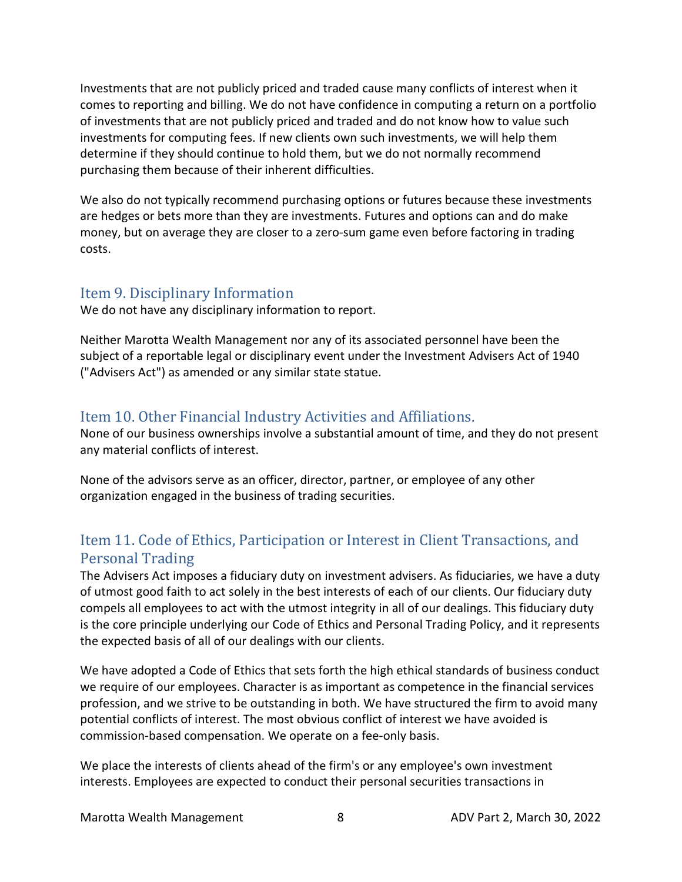Investments that are not publicly priced and traded cause many conflicts of interest when it comes to reporting and billing. We do not have confidence in computing a return on a portfolio of investments that are not publicly priced and traded and do not know how to value such investments for computing fees. If new clients own such investments, we will help them determine if they should continue to hold them, but we do not normally recommend purchasing them because of their inherent difficulties.

We also do not typically recommend purchasing options or futures because these investments are hedges or bets more than they are investments. Futures and options can and do make money, but on average they are closer to a zero-sum game even before factoring in trading costs.

## Item 9. Disciplinary Information

We do not have any disciplinary information to report.

Neither Marotta Wealth Management nor any of its associated personnel have been the subject of a reportable legal or disciplinary event under the Investment Advisers Act of 1940 ("Advisers Act") as amended or any similar state statue.

## Item 10. Other Financial Industry Activities and Affiliations.

None of our business ownerships involve a substantial amount of time, and they do not present any material conflicts of interest.

None of the advisors serve as an officer, director, partner, or employee of any other organization engaged in the business of trading securities.

## Item 11. Code of Ethics, Participation or Interest in Client Transactions, and Personal Trading

The Advisers Act imposes a fiduciary duty on investment advisers. As fiduciaries, we have a duty of utmost good faith to act solely in the best interests of each of our clients. Our fiduciary duty compels all employees to act with the utmost integrity in all of our dealings. This fiduciary duty is the core principle underlying our Code of Ethics and Personal Trading Policy, and it represents the expected basis of all of our dealings with our clients.

We have adopted a Code of Ethics that sets forth the high ethical standards of business conduct we require of our employees. Character is as important as competence in the financial services profession, and we strive to be outstanding in both. We have structured the firm to avoid many potential conflicts of interest. The most obvious conflict of interest we have avoided is commission-based compensation. We operate on a fee-only basis.

We place the interests of clients ahead of the firm's or any employee's own investment interests. Employees are expected to conduct their personal securities transactions in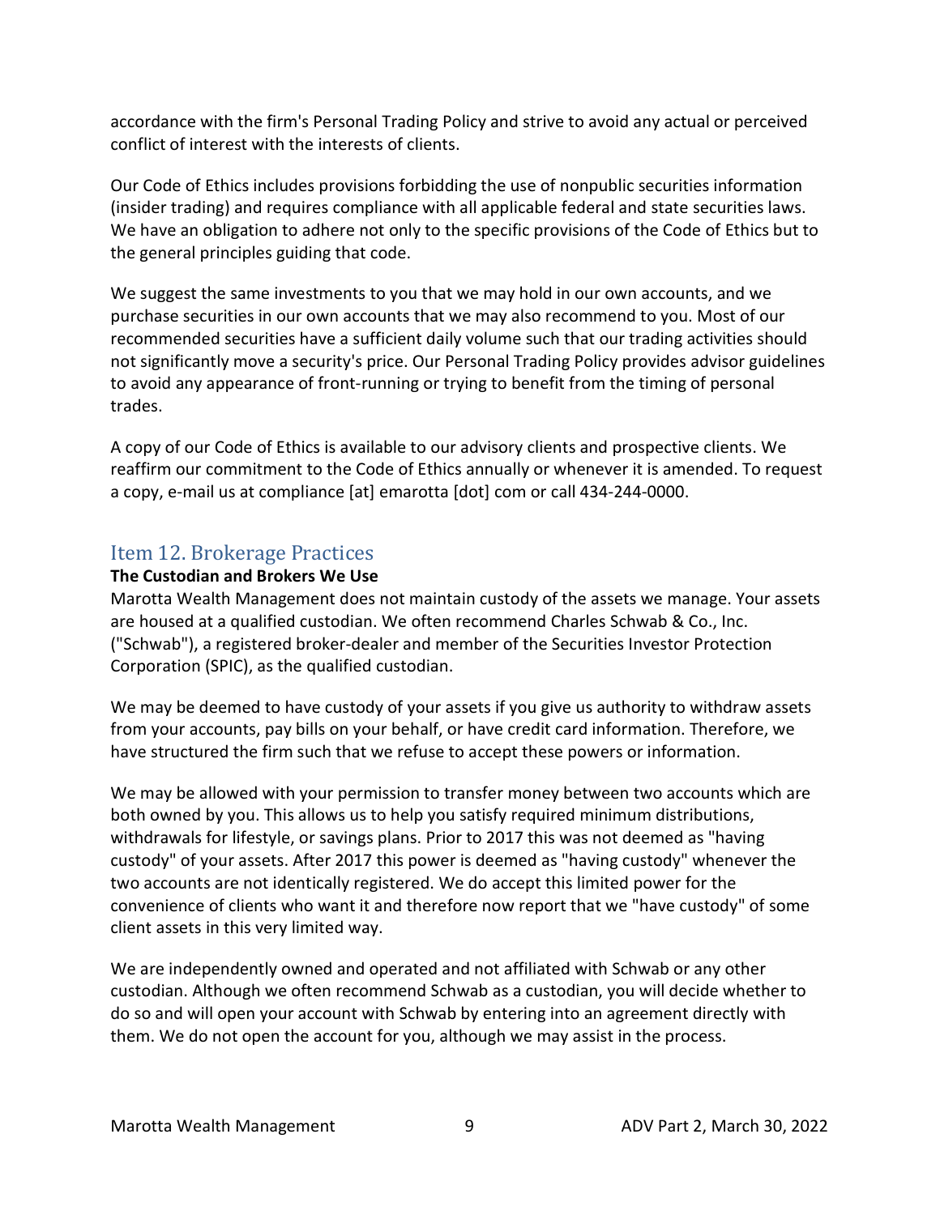accordance with the firm's Personal Trading Policy and strive to avoid any actual or perceived conflict of interest with the interests of clients.

Our Code of Ethics includes provisions forbidding the use of nonpublic securities information (insider trading) and requires compliance with all applicable federal and state securities laws. We have an obligation to adhere not only to the specific provisions of the Code of Ethics but to the general principles guiding that code.

We suggest the same investments to you that we may hold in our own accounts, and we purchase securities in our own accounts that we may also recommend to you. Most of our recommended securities have a sufficient daily volume such that our trading activities should not significantly move a security's price. Our Personal Trading Policy provides advisor guidelines to avoid any appearance of front-running or trying to benefit from the timing of personal trades.

A copy of our Code of Ethics is available to our advisory clients and prospective clients. We reaffirm our commitment to the Code of Ethics annually or whenever it is amended. To request a copy, e-mail us at compliance [at] emarotta [dot] com or call 434-244-0000.

## Item 12. Brokerage Practices

**The Custodian and Brokers We Use**

Marotta Wealth Management does not maintain custody of the assets we manage. Your assets are housed at a qualified custodian. We often recommend Charles Schwab & Co., Inc. ("Schwab"), a registered broker-dealer and member of the Securities Investor Protection Corporation (SPIC), as the qualified custodian.

We may be deemed to have custody of your assets if you give us authority to withdraw assets from your accounts, pay bills on your behalf, or have credit card information. Therefore, we have structured the firm such that we refuse to accept these powers or information.

We may be allowed with your permission to transfer money between two accounts which are both owned by you. This allows us to help you satisfy required minimum distributions, withdrawals for lifestyle, or savings plans. Prior to 2017 this was not deemed as "having custody" of your assets. After 2017 this power is deemed as "having custody" whenever the two accounts are not identically registered. We do accept this limited power for the convenience of clients who want it and therefore now report that we "have custody" of some client assets in this very limited way.

We are independently owned and operated and not affiliated with Schwab or any other custodian. Although we often recommend Schwab as a custodian, you will decide whether to do so and will open your account with Schwab by entering into an agreement directly with them. We do not open the account for you, although we may assist in the process.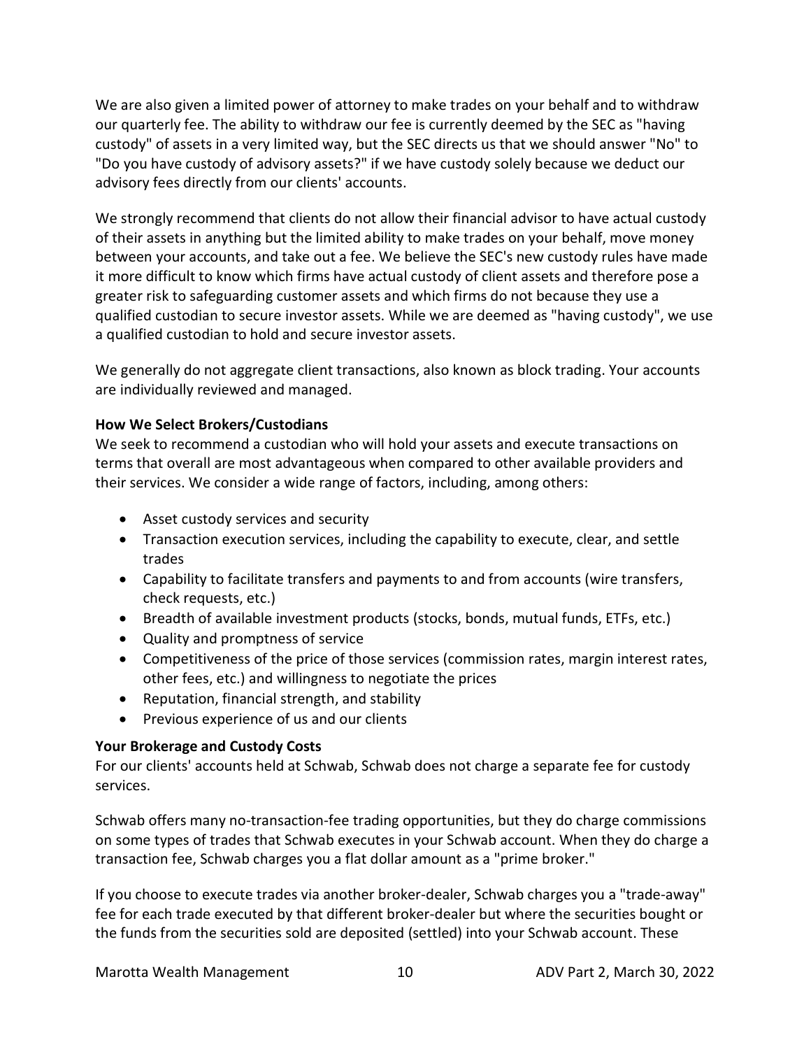We are also given a limited power of attorney to make trades on your behalf and to withdraw our quarterly fee. The ability to withdraw our fee is currently deemed by the SEC as "having custody" of assets in a very limited way, but the SEC directs us that we should answer "No" to "Do you have custody of advisory assets?" if we have custody solely because we deduct our advisory fees directly from our clients' accounts.

We strongly recommend that clients do not allow their financial advisor to have actual custody of their assets in anything but the limited ability to make trades on your behalf, move money between your accounts, and take out a fee. We believe the SEC's new custody rules have made it more difficult to know which firms have actual custody of client assets and therefore pose a greater risk to safeguarding customer assets and which firms do not because they use a qualified custodian to secure investor assets. While we are deemed as "having custody", we use a qualified custodian to hold and secure investor assets.

We generally do not aggregate client transactions, also known as block trading. Your accounts are individually reviewed and managed.

**How We Select Brokers/Custodians**

We seek to recommend a custodian who will hold your assets and execute transactions on terms that overall are most advantageous when compared to other available providers and their services. We consider a wide range of factors, including, among others:

- Asset custody services and security
- Transaction execution services, including the capability to execute, clear, and settle trades
- Capability to facilitate transfers and payments to and from accounts (wire transfers, check requests, etc.)
- Breadth of available investment products (stocks, bonds, mutual funds, ETFs, etc.)
- Quality and promptness of service
- Competitiveness of the price of those services (commission rates, margin interest rates, other fees, etc.) and willingness to negotiate the prices
- Reputation, financial strength, and stability
- Previous experience of us and our clients

**Your Brokerage and Custody Costs**

For our clients' accounts held at Schwab, Schwab does not charge a separate fee for custody services.

Schwab offers many no-transaction-fee trading opportunities, but they do charge commissions on some types of trades that Schwab executes in your Schwab account. When they do charge a transaction fee, Schwab charges you a flat dollar amount as a "prime broker."

If you choose to execute trades via another broker-dealer, Schwab charges you a "trade-away" fee for each trade executed by that different broker-dealer but where the securities bought or the funds from the securities sold are deposited (settled) into your Schwab account. These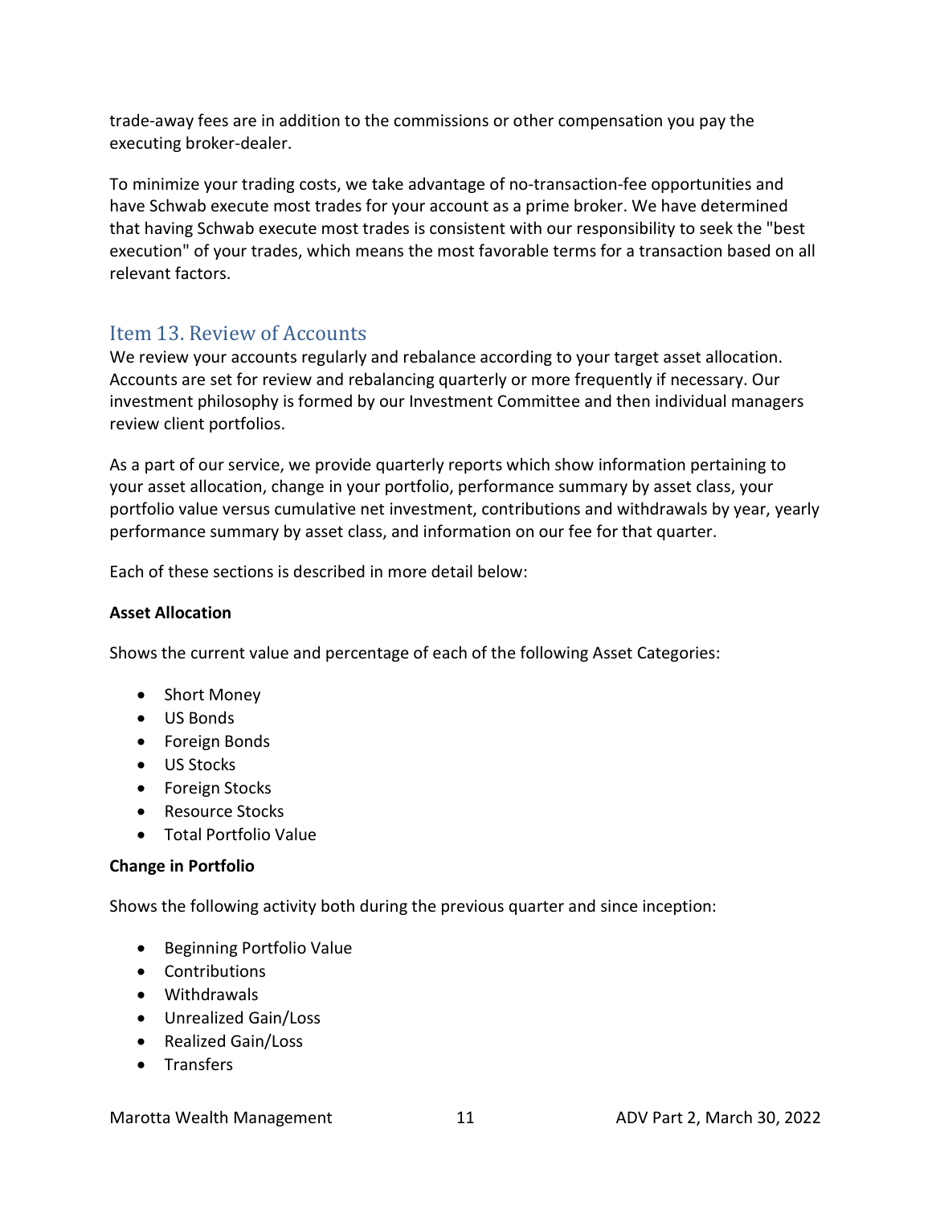trade-away fees are in addition to the commissions or other compensation you pay the executing broker-dealer.

To minimize your trading costs, we take advantage of no-transaction-fee opportunities and have Schwab execute most trades for your account as a prime broker. We have determined that having Schwab execute most trades is consistent with our responsibility to seek the "best execution" of your trades, which means the most favorable terms for a transaction based on all relevant factors.

## Item 13. Review of Accounts

We review your accounts regularly and rebalance according to your target asset allocation. Accounts are set for review and rebalancing quarterly or more frequently if necessary. Our investment philosophy is formed by our Investment Committee and then individual managers review client portfolios.

As a part of our service, we provide quarterly reports which show information pertaining to your asset allocation, change in your portfolio, performance summary by asset class, your portfolio value versus cumulative net investment, contributions and withdrawals by year, yearly performance summary by asset class, and information on our fee for that quarter.

Each of these sections is described in more detail below:

**Asset Allocation**

Shows the current value and percentage of each of the following Asset Categories:

- Short Money
- US Bonds
- Foreign Bonds
- US Stocks
- Foreign Stocks
- Resource Stocks
- Total Portfolio Value

**Change in Portfolio**

Shows the following activity both during the previous quarter and since inception:

- Beginning Portfolio Value
- Contributions
- Withdrawals
- Unrealized Gain/Loss
- Realized Gain/Loss
- Transfers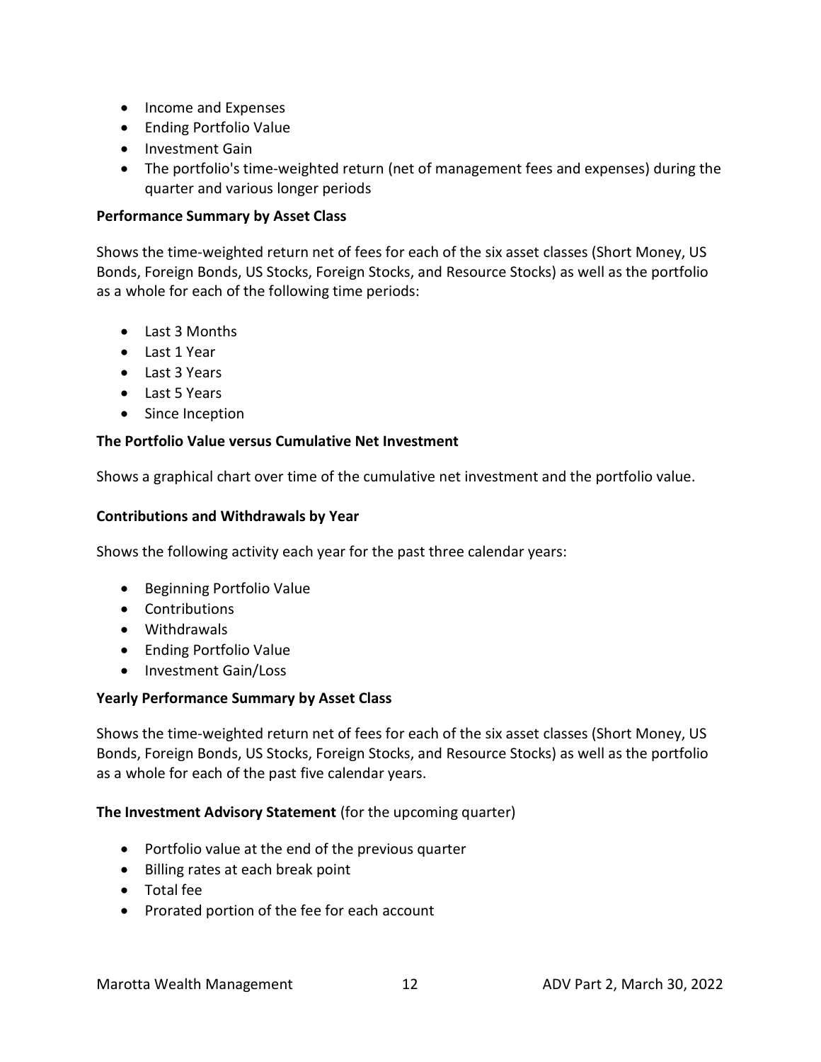- Income and Expenses
- Ending Portfolio Value
- Investment Gain
- The portfolio's time-weighted return (net of management fees and expenses) during the quarter and various longer periods

**Performance Summary by Asset Class**

Shows the time-weighted return net of fees for each of the six asset classes (Short Money, US Bonds, Foreign Bonds, US Stocks, Foreign Stocks, and Resource Stocks) as well as the portfolio as a whole for each of the following time periods:

- Last 3 Months
- Last 1 Year
- Last 3 Years
- Last 5 Years
- Since Inception

**The Portfolio Value versus Cumulative Net Investment**

Shows a graphical chart over time of the cumulative net investment and the portfolio value.

**Contributions and Withdrawals by Year**

Shows the following activity each year for the past three calendar years:

- Beginning Portfolio Value
- Contributions
- Withdrawals
- Ending Portfolio Value
- Investment Gain/Loss

**Yearly Performance Summary by Asset Class**

Shows the time-weighted return net of fees for each of the six asset classes (Short Money, US Bonds, Foreign Bonds, US Stocks, Foreign Stocks, and Resource Stocks) as well as the portfolio as a whole for each of the past five calendar years.

**The Investment Advisory Statement** (for the upcoming quarter)

- Portfolio value at the end of the previous quarter
- Billing rates at each break point
- Total fee
- Prorated portion of the fee for each account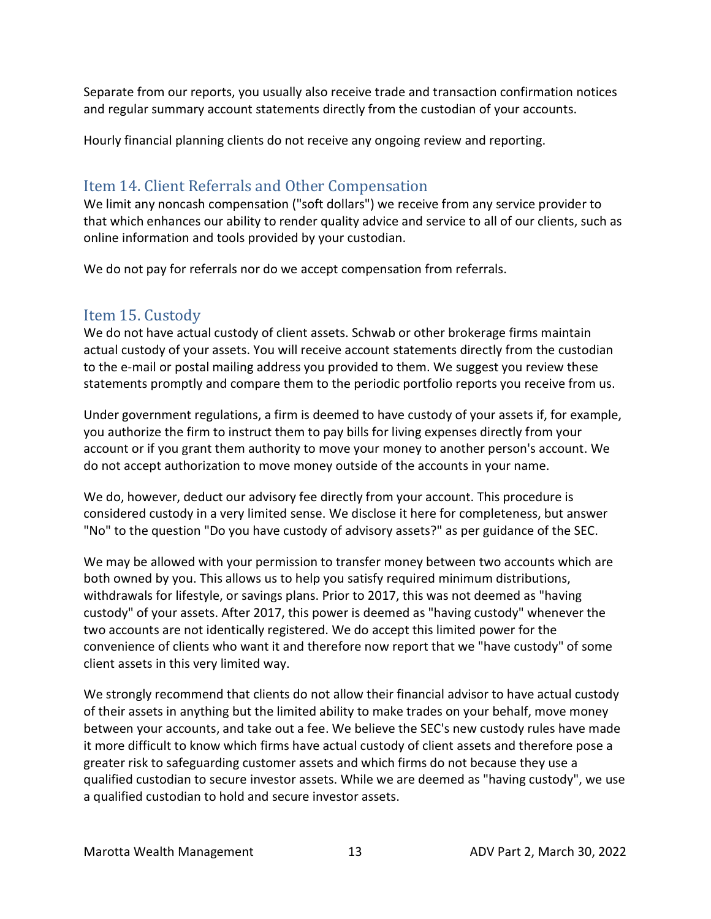Separate from our reports, you usually also receive trade and transaction confirmation notices and regular summary account statements directly from the custodian of your accounts.

Hourly financial planning clients do not receive any ongoing review and reporting.

## Item 14. Client Referrals and Other Compensation

We limit any noncash compensation ("soft dollars") we receive from any service provider to that which enhances our ability to render quality advice and service to all of our clients, such as online information and tools provided by your custodian.

We do not pay for referrals nor do we accept compensation from referrals.

## Item 15. Custody

We do not have actual custody of client assets. Schwab or other brokerage firms maintain actual custody of your assets. You will receive account statements directly from the custodian to the e-mail or postal mailing address you provided to them. We suggest you review these statements promptly and compare them to the periodic portfolio reports you receive from us.

Under government regulations, a firm is deemed to have custody of your assets if, for example, you authorize the firm to instruct them to pay bills for living expenses directly from your account or if you grant them authority to move your money to another person's account. We do not accept authorization to move money outside of the accounts in your name.

We do, however, deduct our advisory fee directly from your account. This procedure is considered custody in a very limited sense. We disclose it here for completeness, but answer "No" to the question "Do you have custody of advisory assets?" as per guidance of the SEC.

We may be allowed with your permission to transfer money between two accounts which are both owned by you. This allows us to help you satisfy required minimum distributions, withdrawals for lifestyle, or savings plans. Prior to 2017, this was not deemed as "having custody" of your assets. After 2017, this power is deemed as "having custody" whenever the two accounts are not identically registered. We do accept this limited power for the convenience of clients who want it and therefore now report that we "have custody" of some client assets in this very limited way.

We strongly recommend that clients do not allow their financial advisor to have actual custody of their assets in anything but the limited ability to make trades on your behalf, move money between your accounts, and take out a fee. We believe the SEC's new custody rules have made it more difficult to know which firms have actual custody of client assets and therefore pose a greater risk to safeguarding customer assets and which firms do not because they use a qualified custodian to secure investor assets. While we are deemed as "having custody", we use a qualified custodian to hold and secure investor assets.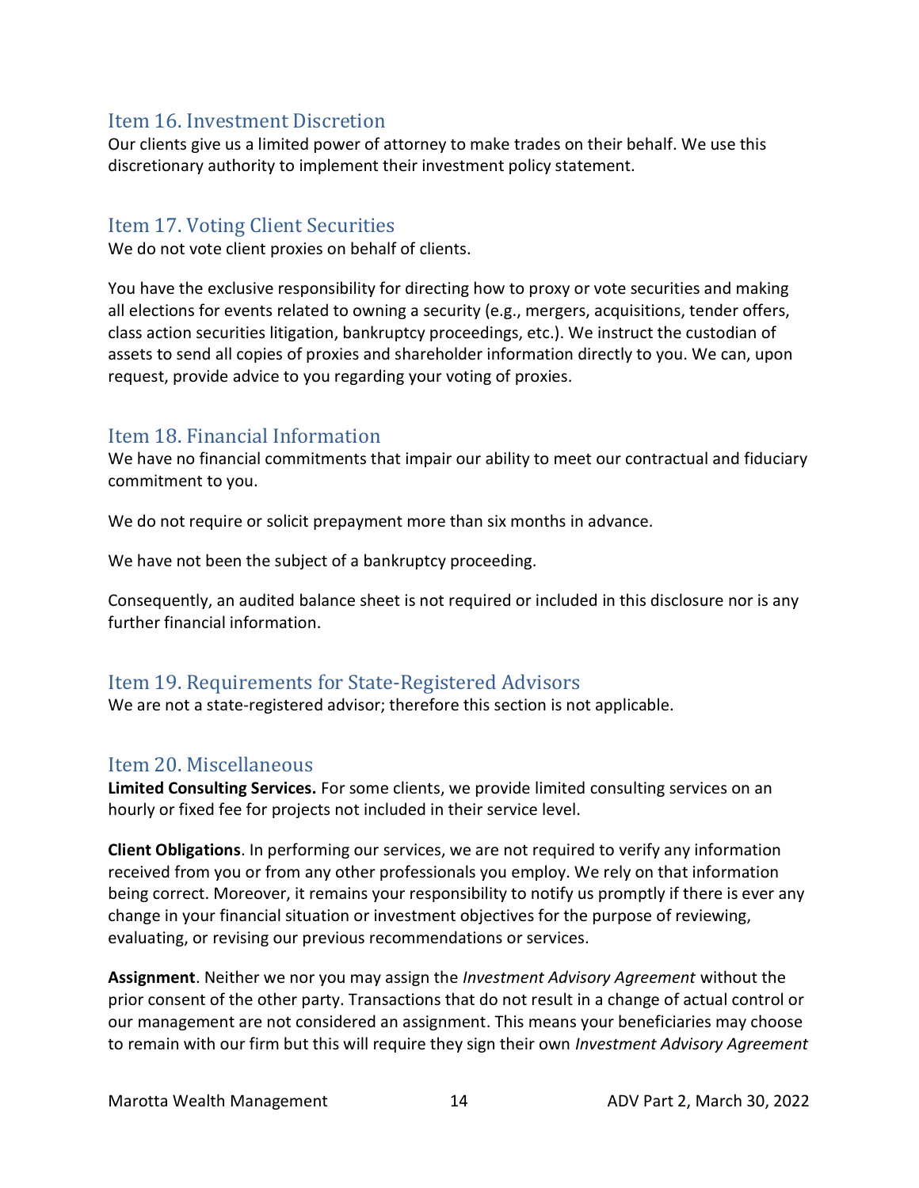## Item 16. Investment Discretion

Our clients give us a limited power of attorney to make trades on their behalf. We use this discretionary authority to implement their investment policy statement.

## Item 17. Voting Client Securities

We do not vote client proxies on behalf of clients.

You have the exclusive responsibility for directing how to proxy or vote securities and making all elections for events related to owning a security (e.g., mergers, acquisitions, tender offers, class action securities litigation, bankruptcy proceedings, etc.). We instruct the custodian of assets to send all copies of proxies and shareholder information directly to you. We can, upon request, provide advice to you regarding your voting of proxies.

## Item 18. Financial Information

We have no financial commitments that impair our ability to meet our contractual and fiduciary commitment to you.

We do not require or solicit prepayment more than six months in advance.

We have not been the subject of a bankruptcy proceeding.

Consequently, an audited balance sheet is not required or included in this disclosure nor is any further financial information.

## Item 19. Requirements for State-Registered Advisors

We are not a state-registered advisor; therefore this section is not applicable.

## Item 20. Miscellaneous

**Limited Consulting Services.** For some clients, we provide limited consulting services on an hourly or fixed fee for projects not included in their service level.

**Client Obligations**. In performing our services, we are not required to verify any information received from you or from any other professionals you employ. We rely on that information being correct. Moreover, it remains your responsibility to notify us promptly if there is ever any change in your financial situation or investment objectives for the purpose of reviewing, evaluating, or revising our previous recommendations or services.

**Assignment**. Neither we nor you may assign the *Investment Advisory Agreement* without the prior consent of the other party. Transactions that do not result in a change of actual control or our management are not considered an assignment. This means your beneficiaries may choose to remain with our firm but this will require they sign their own *Investment Advisory Agreement*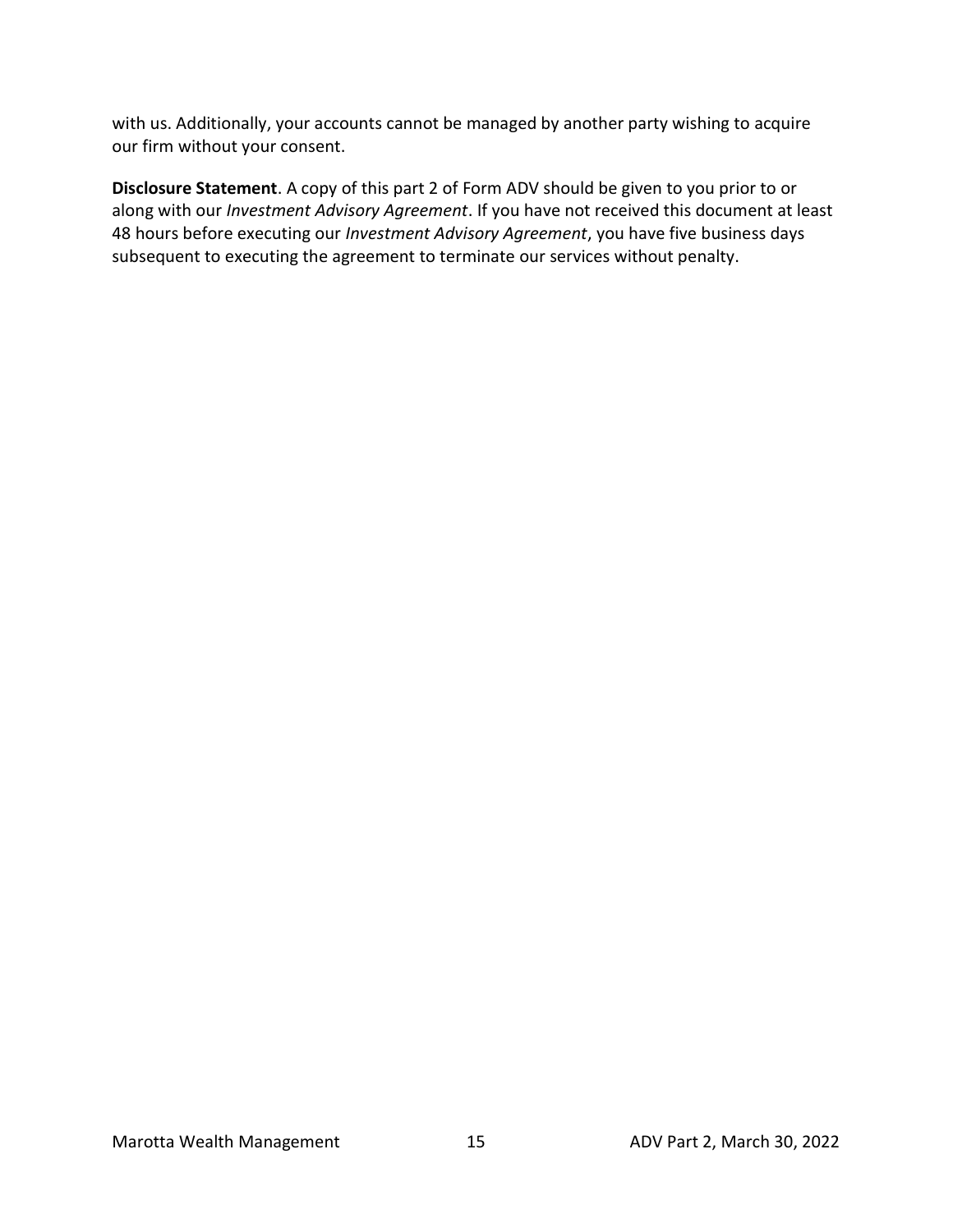with us. Additionally, your accounts cannot be managed by another party wishing to acquire our firm without your consent.

**Disclosure Statement**. A copy of this part 2 of Form ADV should be given to you prior to or along with our *Investment Advisory Agreement*. If you have not received this document at least 48 hours before executing our *Investment Advisory Agreement*, you have five business days subsequent to executing the agreement to terminate our services without penalty.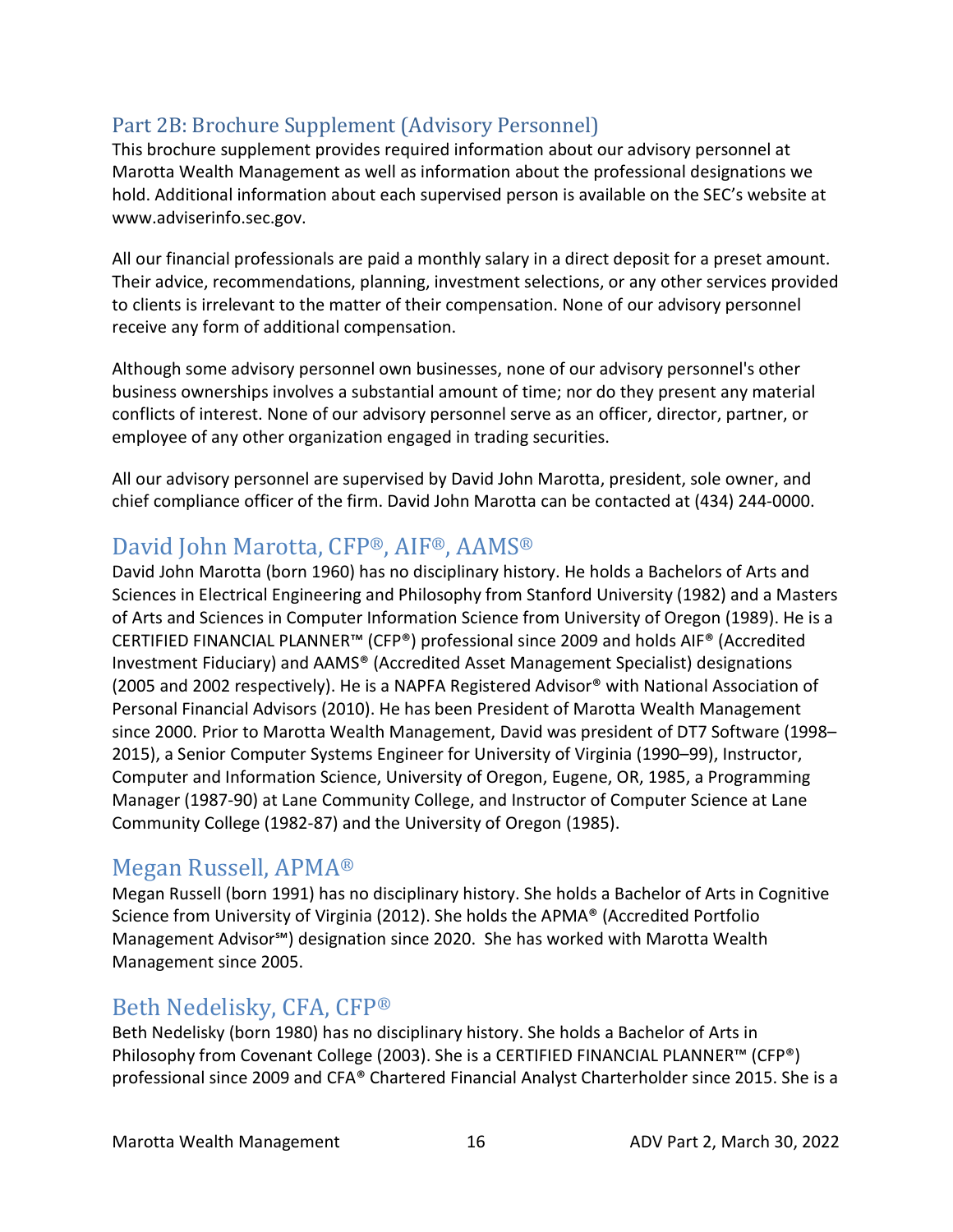## Part 2B: Brochure Supplement (Advisory Personnel)

This brochure supplement provides required information about our advisory personnel at Marotta Wealth Management as well as information about the professional designations we hold. Additional information about each supervised person is available on the SEC's website at www.adviserinfo.sec.gov.

All our financial professionals are paid a monthly salary in a direct deposit for a preset amount. Their advice, recommendations, planning, investment selections, or any other services provided to clients is irrelevant to the matter of their compensation. None of our advisory personnel receive any form of additional compensation.

Although some advisory personnel own businesses, none of our advisory personnel's other business ownerships involves a substantial amount of time; nor do they present any material conflicts of interest. None of our advisory personnel serve as an officer, director, partner, or employee of any other organization engaged in trading securities.

All our advisory personnel are supervised by David John Marotta, president, sole owner, and chief compliance officer of the firm. David John Marotta can be contacted at (434) 244-0000.

# David John Marotta, CFP®, AIF®, AAMS®

David John Marotta (born 1960) has no disciplinary history. He holds a Bachelors of Arts and Sciences in Electrical Engineering and Philosophy from Stanford University (1982) and a Masters of Arts and Sciences in Computer Information Science from University of Oregon (1989). He is a CERTIFIED FINANCIAL PLANNER™ (CFP®) professional since 2009 and holds AIF® (Accredited Investment Fiduciary) and AAMS® (Accredited Asset Management Specialist) designations (2005 and 2002 respectively). He is a NAPFA Registered Advisor® with National Association of Personal Financial Advisors (2010). He has been President of Marotta Wealth Management since 2000. Prior to Marotta Wealth Management, David was president of DT7 Software (1998–2015), a Senior Computer Systems Engineer for University of Virginia (1990–99), Instructor, Computer and Information Science, University of Oregon, Eugene, OR, 1985, a Programming Manager (1987-90) at Lane Community College, and Instructor of Computer Science at Lane Community College (1982-87) and the University of Oregon (1985).

# Megan Russell, APMA®

Megan Russell (born 1991) has no disciplinary history. She holds a Bachelor of Arts in Cognitive Science from University of Virginia (2012). She holds the APMA® (Accredited Portfolio Management Advisor℠) designation since 2020. She has worked with Marotta Wealth Management since 2005.

# Beth Nedelisky, CFA, CFP®

Beth Nedelisky (born 1980) has no disciplinary history. She holds a Bachelor of Arts in Philosophy from Covenant College (2003). She is a CERTIFIED FINANCIAL PLANNER™ (CFP®) professional since 2009 and CFA® Chartered Financial Analyst Charterholder since 2015. She is a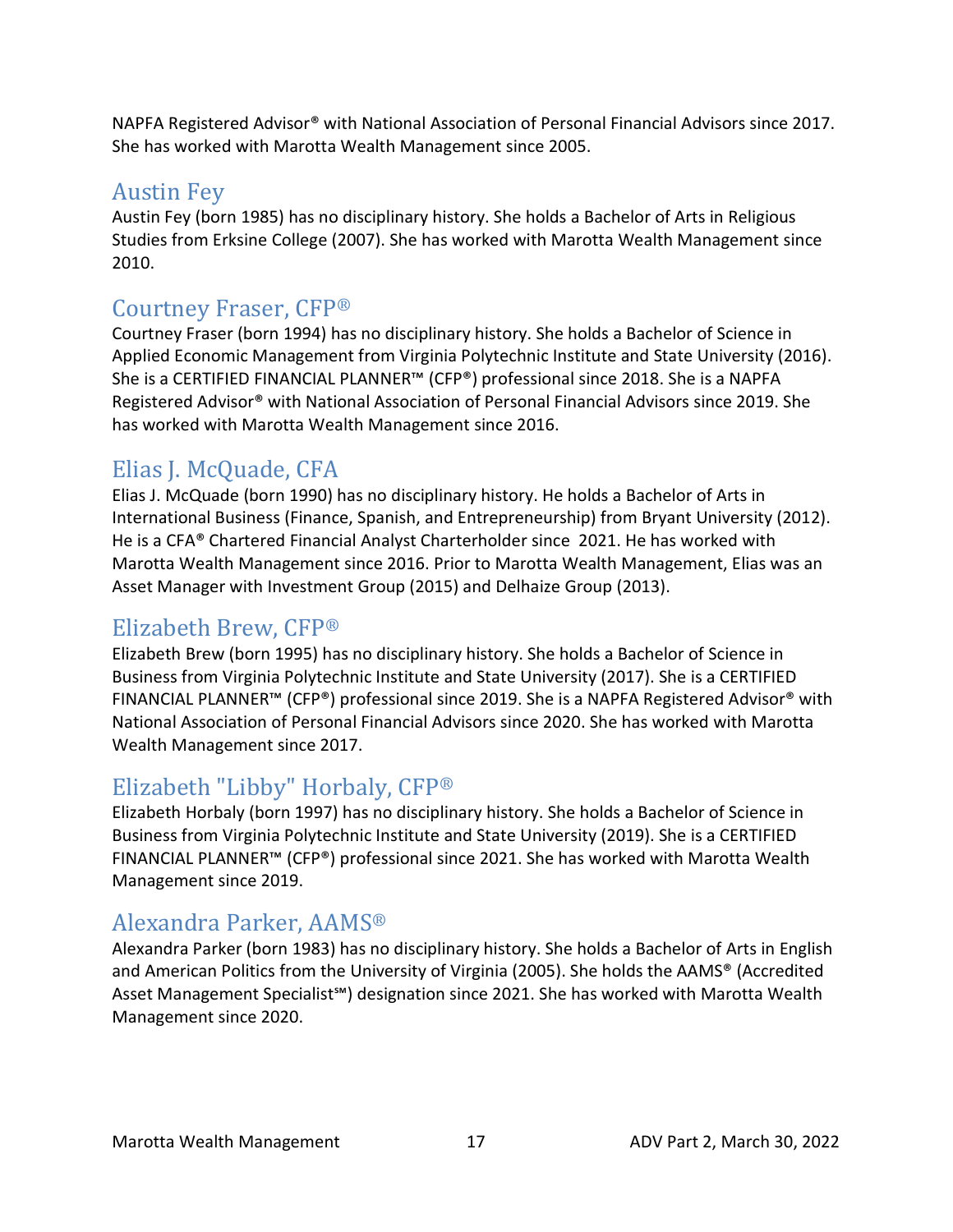NAPFA Registered Advisor® with National Association of Personal Financial Advisors since 2017. She has worked with Marotta Wealth Management since 2005.

## Austin Fey

Austin Fey (born 1985) has no disciplinary history. She holds a Bachelor of Arts in Religious Studies from Erksine College (2007). She has worked with Marotta Wealth Management since 2010.

## Courtney Fraser, CFP®

Courtney Fraser (born 1994) has no disciplinary history. She holds a Bachelor of Science in Applied Economic Management from Virginia Polytechnic Institute and State University (2016). She is a CERTIFIED FINANCIAL PLANNER™ (CFP®) professional since 2018. She is a NAPFA Registered Advisor® with National Association of Personal Financial Advisors since 2019. She has worked with Marotta Wealth Management since 2016.

## Elias J. McQuade, CFA

Elias J. McQuade (born 1990) has no disciplinary history. He holds a Bachelor of Arts in International Business (Finance, Spanish, and Entrepreneurship) from Bryant University (2012). He is a CFA® Chartered Financial Analyst Charterholder since 2021. He has worked with Marotta Wealth Management since 2016. Prior to Marotta Wealth Management, Elias was an Asset Manager with Investment Group (2015) and Delhaize Group (2013).

## Elizabeth Brew, CFP®

Elizabeth Brew (born 1995) has no disciplinary history. She holds a Bachelor of Science in Business from Virginia Polytechnic Institute and State University (2017). She is a CERTIFIED FINANCIAL PLANNER™ (CFP®) professional since 2019. She is a NAPFA Registered Advisor® with National Association of Personal Financial Advisors since 2020. She has worked with Marotta Wealth Management since 2017.

## Elizabeth "Libby" Horbaly, CFP®

Elizabeth Horbaly (born 1997) has no disciplinary history. She holds a Bachelor of Science in Business from Virginia Polytechnic Institute and State University (2019). She is a CERTIFIED FINANCIAL PLANNER™ (CFP®) professional since 2021. She has worked with Marotta Wealth Management since 2019.

## Alexandra Parker, AAMS®

Alexandra Parker (born 1983) has no disciplinary history. She holds a Bachelor of Arts in English and American Politics from the University of Virginia (2005). She holds the AAMS® (Accredited Asset Management Specialist℠) designation since 2021. She has worked with Marotta Wealth Management since 2020.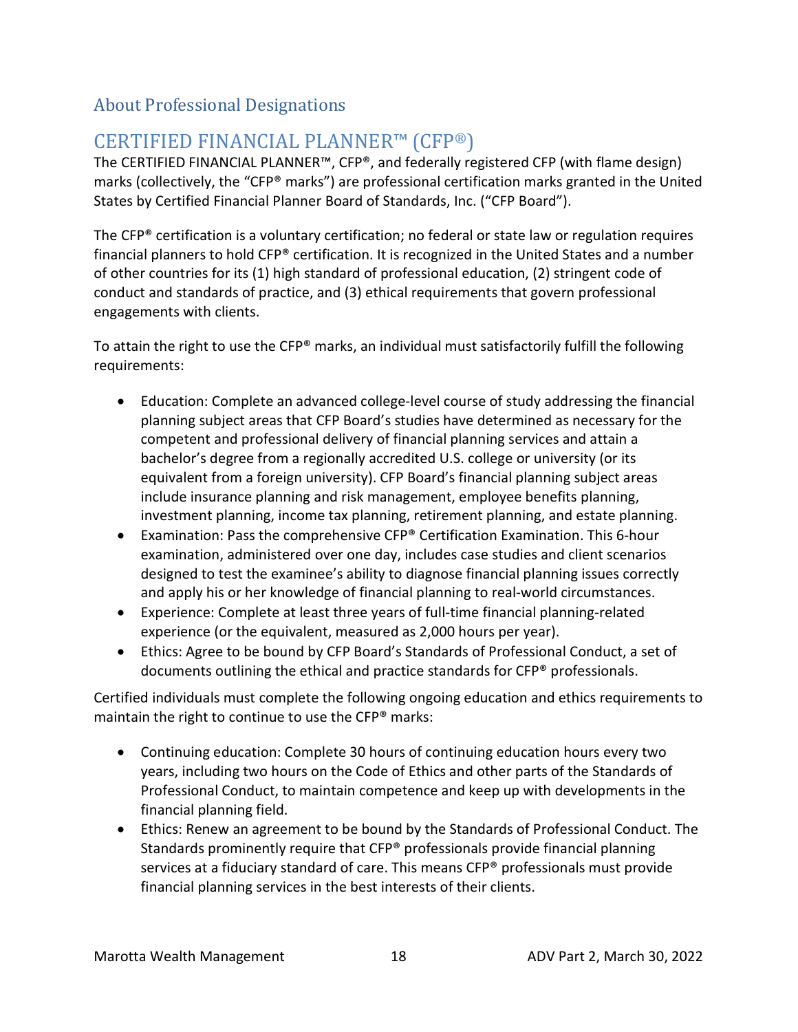## About Professional Designations

## CERTIFIED FINANCIAL PLANNER™ (CFP®)

The CERTIFIED FINANCIAL PLANNER™, CFP®, and federally registered CFP (with flame design) marks (collectively, the "CFP® marks") are professional certification marks granted in the United States by Certified Financial Planner Board of Standards, Inc. ("CFP Board").

The CFP® certification is a voluntary certification; no federal or state law or regulation requires financial planners to hold CFP® certification. It is recognized in the United States and a number of other countries for its (1) high standard of professional education, (2) stringent code of conduct and standards of practice, and (3) ethical requirements that govern professional engagements with clients.

To attain the right to use the CFP® marks, an individual must satisfactorily fulfill the following requirements:

- Education: Complete an advanced college-level course of study addressing the financial planning subject areas that CFP Board's studies have determined as necessary for the competent and professional delivery of financial planning services and attain a bachelor's degree from a regionally accredited U.S. college or university (or its equivalent from a foreign university). CFP Board's financial planning subject areas include insurance planning and risk management, employee benefits planning, investment planning, income tax planning, retirement planning, and estate planning.
- Examination: Pass the comprehensive CFP® Certification Examination. This 6-hour examination, administered over one day, includes case studies and client scenarios designed to test the examinee's ability to diagnose financial planning issues correctly and apply his or her knowledge of financial planning to real-world circumstances.
- Experience: Complete at least three years of full-time financial planning-related experience (or the equivalent, measured as 2,000 hours per year).
- Ethics: Agree to be bound by CFP Board's Standards of Professional Conduct, a set of documents outlining the ethical and practice standards for CFP® professionals.

Certified individuals must complete the following ongoing education and ethics requirements to maintain the right to continue to use the CFP® marks:

- Continuing education: Complete 30 hours of continuing education hours every two years, including two hours on the Code of Ethics and other parts of the Standards of Professional Conduct, to maintain competence and keep up with developments in the financial planning field.
- Ethics: Renew an agreement to be bound by the Standards of Professional Conduct. The Standards prominently require that CFP® professionals provide financial planning services at a fiduciary standard of care. This means CFP® professionals must provide financial planning services in the best interests of their clients.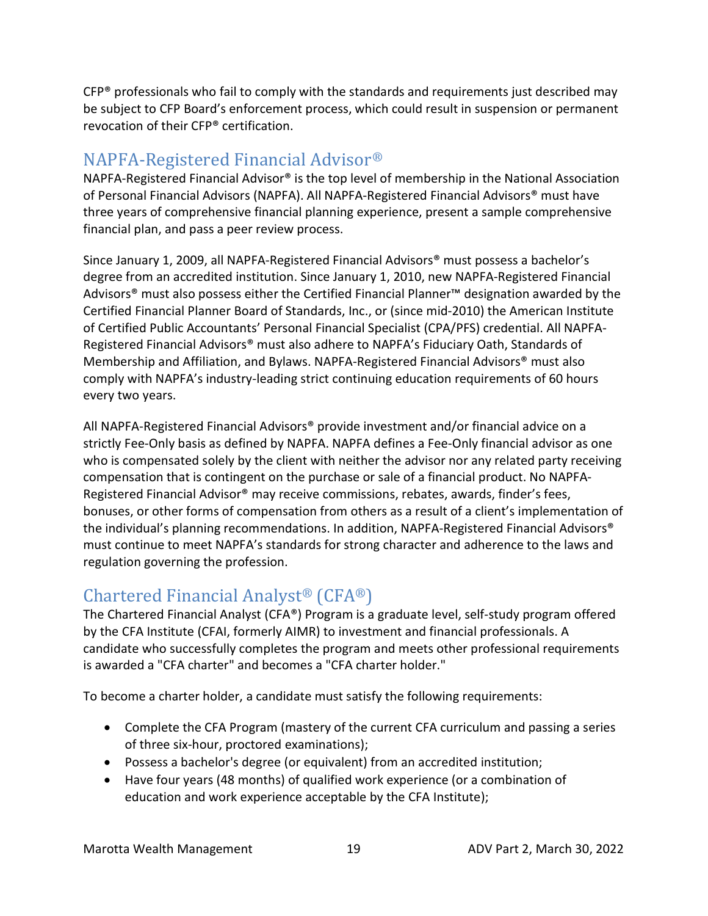CFP® professionals who fail to comply with the standards and requirements just described may be subject to CFP Board's enforcement process, which could result in suspension or permanent revocation of their CFP® certification.

## NAPFA-Registered Financial Advisor®

NAPFA-Registered Financial Advisor® is the top level of membership in the National Association of Personal Financial Advisors (NAPFA). All NAPFA-Registered Financial Advisors® must have three years of comprehensive financial planning experience, present a sample comprehensive financial plan, and pass a peer review process.

Since January 1, 2009, all NAPFA-Registered Financial Advisors® must possess a bachelor's degree from an accredited institution. Since January 1, 2010, new NAPFA-Registered Financial Advisors® must also possess either the Certified Financial Planner™ designation awarded by the Certified Financial Planner Board of Standards, Inc., or (since mid-2010) the American Institute of Certified Public Accountants' Personal Financial Specialist (CPA/PFS) credential. All NAPFA-Registered Financial Advisors® must also adhere to NAPFA's Fiduciary Oath, Standards of Membership and Affiliation, and Bylaws. NAPFA-Registered Financial Advisors® must also comply with NAPFA's industry-leading strict continuing education requirements of 60 hours every two years.

All NAPFA-Registered Financial Advisors® provide investment and/or financial advice on a strictly Fee-Only basis as defined by NAPFA. NAPFA defines a Fee-Only financial advisor as one who is compensated solely by the client with neither the advisor nor any related party receiving compensation that is contingent on the purchase or sale of a financial product. No NAPFA-Registered Financial Advisor® may receive commissions, rebates, awards, finder's fees, bonuses, or other forms of compensation from others as a result of a client's implementation of the individual's planning recommendations. In addition, NAPFA-Registered Financial Advisors® must continue to meet NAPFA's standards for strong character and adherence to the laws and regulation governing the profession.

## Chartered Financial Analyst® (CFA®)

The Chartered Financial Analyst (CFA®) Program is a graduate level, self-study program offered by the CFA Institute (CFAI, formerly AIMR) to investment and financial professionals. A candidate who successfully completes the program and meets other professional requirements is awarded a "CFA charter" and becomes a "CFA charter holder."

To become a charter holder, a candidate must satisfy the following requirements:

- Complete the CFA Program (mastery of the current CFA curriculum and passing a series of three six-hour, proctored examinations);
- Possess a bachelor's degree (or equivalent) from an accredited institution;
- Have four years (48 months) of qualified work experience (or a combination of education and work experience acceptable by the CFA Institute);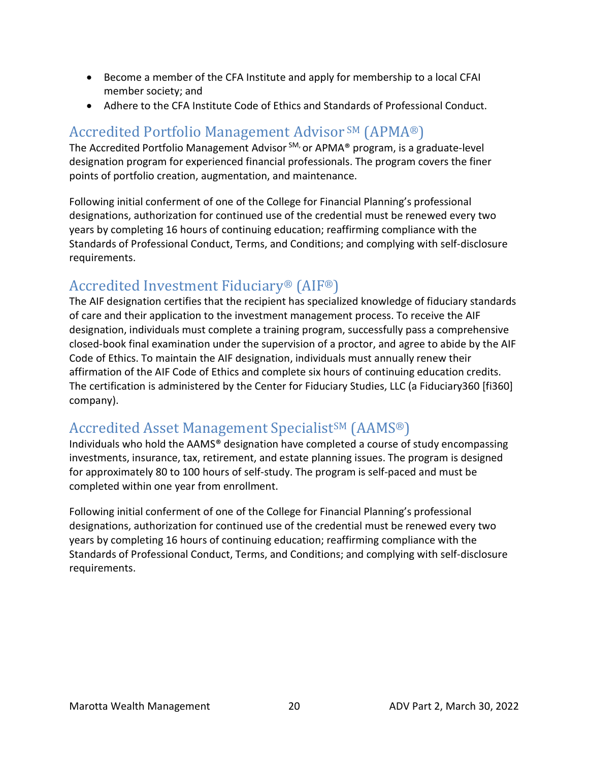- Become a member of the CFA Institute and apply for membership to a local CFAI member society; and
- Adhere to the CFA Institute Code of Ethics and Standards of Professional Conduct.

## Accredited Portfolio Management Advisor SM (APMA®)

The Accredited Portfolio Management Advisor SM, or APMA® program, is a graduate-level designation program for experienced financial professionals. The program covers the finer points of portfolio creation, augmentation, and maintenance.

Following initial conferment of one of the College for Financial Planning's professional designations, authorization for continued use of the credential must be renewed every two years by completing 16 hours of continuing education; reaffirming compliance with the Standards of Professional Conduct, Terms, and Conditions; and complying with self-disclosure requirements.

## Accredited Investment Fiduciary® (AIF®)

The AIF designation certifies that the recipient has specialized knowledge of fiduciary standards of care and their application to the investment management process. To receive the AIF designation, individuals must complete a training program, successfully pass a comprehensive closed-book final examination under the supervision of a proctor, and agree to abide by the AIF Code of Ethics. To maintain the AIF designation, individuals must annually renew their affirmation of the AIF Code of Ethics and complete six hours of continuing education credits. The certification is administered by the Center for Fiduciary Studies, LLC (a Fiduciary360 [fi360] company).

## Accredited Asset Management SpecialistSM (AAMS®)

Individuals who hold the AAMS® designation have completed a course of study encompassing investments, insurance, tax, retirement, and estate planning issues. The program is designed for approximately 80 to 100 hours of self-study. The program is self-paced and must be completed within one year from enrollment.

Following initial conferment of one of the College for Financial Planning's professional designations, authorization for continued use of the credential must be renewed every two years by completing 16 hours of continuing education; reaffirming compliance with the Standards of Professional Conduct, Terms, and Conditions; and complying with self-disclosure requirements.